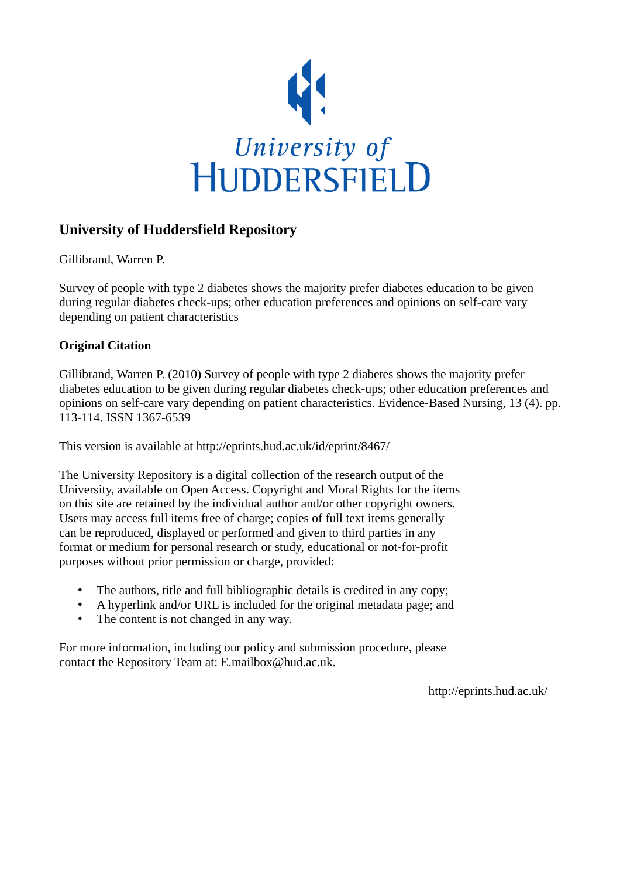University of
HUDDERSFIELD

## University of Huddersfield Repository

Gillibrand, Warren P.

Survey of people with type 2 diabetes shows the majority prefer diabetes education to be given during regular diabetes check-ups; other education preferences and opinions on self-care vary depending on patient characteristics

### Original Citation

Gillibrand, Warren P. (2010) Survey of people with type 2 diabetes shows the majority prefer diabetes education to be given during regular diabetes check-ups; other education preferences and opinions on self-care vary depending on patient characteristics. Evidence-Based Nursing, 13 (4). pp. 113-114. ISSN 1367-6539

This version is available at http://eprints.hud.ac.uk/id/eprint/8467/

The University Repository is a digital collection of the research output of the University, available on Open Access. Copyright and Moral Rights for the items on this site are retained by the individual author and/or other copyright owners. Users may access full items free of charge; copies of full text items generally can be reproduced, displayed or performed and given to third parties in any format or medium for personal research or study, educational or not-for-profit purposes without prior permission or charge, provided:

- The authors, title and full bibliographic details is credited in any copy;
- A hyperlink and/or URL is included for the original metadata page; and
- The content is not changed in any way.

For more information, including our policy and submission procedure, please contact the Repository Team at: E.mailbox@hud.ac.uk.

http://eprints.hud.ac.uk/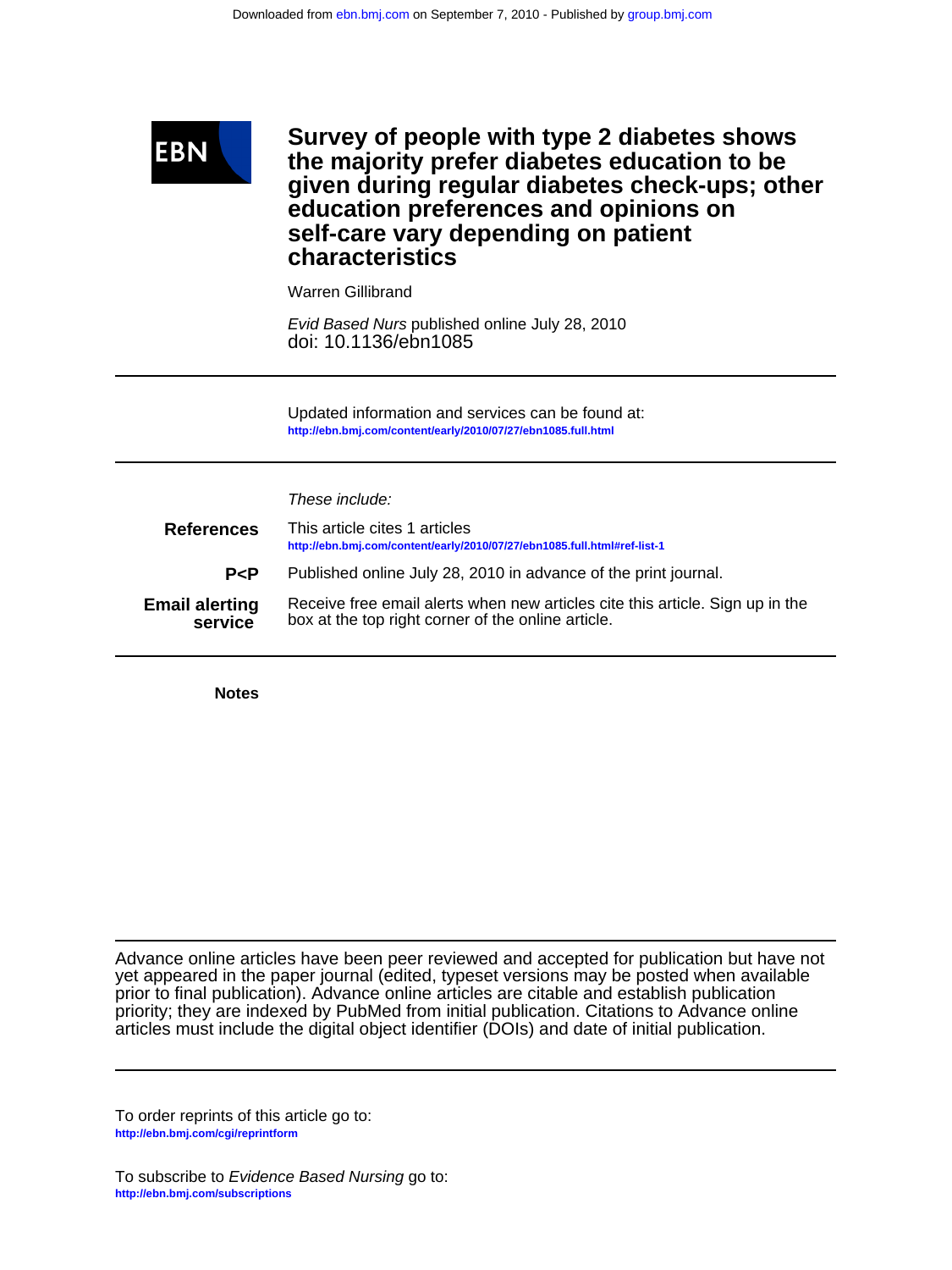# Survey of people with type 2 diabetes shows the majority prefer diabetes education to be given during regular diabetes check-ups; other education preferences and opinions on self-care vary depending on patient characteristics

Warren Gillibrand

*Evid Based Nurs* published online July 28, 2010
doi: 10.1136/ebn1085

Updated information and services can be found at:
http://ebn.bmj.com/content/early/2010/07/27/ebn1085.full.html

*These include:*

**References** This article cites 1 articles
http://ebn.bmj.com/content/early/2010/07/27/ebn1085.full.html#ref-list-1

**P<P** Published online July 28, 2010 in advance of the print journal.

**Email alerting service** Receive free email alerts when new articles cite this article. Sign up in the box at the top right corner of the online article.

**Notes**

Advance online articles have been peer reviewed and accepted for publication but have not yet appeared in the paper journal (edited, typeset versions may be posted when available prior to final publication). Advance online articles are citable and establish publication priority; they are indexed by PubMed from initial publication. Citations to Advance online articles must include the digital object identifier (DOIs) and date of initial publication.

To order reprints of this article go to:
http://ebn.bmj.com/cgi/reprintform

To subscribe to *Evidence Based Nursing* go to:
http://ebn.bmj.com/subscriptions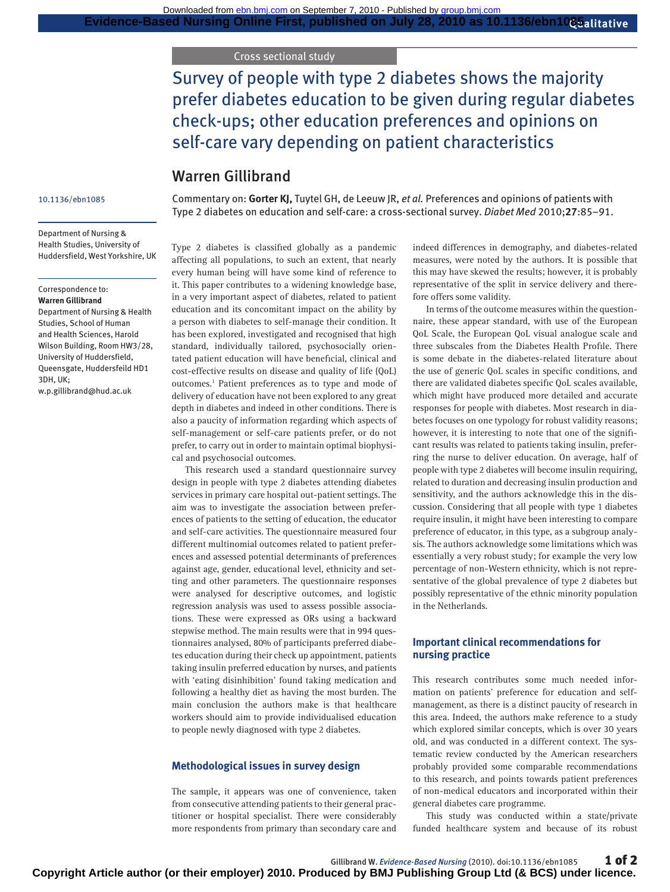Cross sectional study

# Survey of people with type 2 diabetes shows the majority prefer diabetes education to be given during regular diabetes check-ups; other education preferences and opinions on self-care vary depending on patient characteristics

## Warren Gillibrand

10.1136/ebn1085

Department of Nursing & Health Studies, University of Huddersfield, West Yorkshire, UK

Correspondence to: **Warren Gillibrand** Department of Nursing & Health Studies, School of Human and Health Sciences, Harold Wilson Building, Room HW3/28, University of Huddersfield, Queensgate, Huddersfeild HD1 3DH, UK; w.p.gillibrand@hud.ac.uk

Commentary on: **Gorter KJ,** Tuytel GH, de Leeuw JR, *et al.* Preferences and opinions of patients with Type 2 diabetes on education and self-care: a cross-sectional survey. *Diabet Med* 2010;**27**:85–91.

Type 2 diabetes is classified globally as a pandemic affecting all populations, to such an extent, that nearly every human being will have some kind of reference to it. This paper contributes to a widening knowledge base, in a very important aspect of diabetes, related to patient education and its concomitant impact on the ability by a person with diabetes to self-manage their condition. It has been explored, investigated and recognised that high standard, individually tailored, psychosocially orientated patient education will have beneficial, clinical and cost-effective results on disease and quality of life (QoL) outcomes.[1] Patient preferences as to type and mode of delivery of education have not been explored to any great depth in diabetes and indeed in other conditions. There is also a paucity of information regarding which aspects of self-management or self-care patients prefer, or do not prefer, to carry out in order to maintain optimal biophysical and psychosocial outcomes.

This research used a standard questionnaire survey design in people with type 2 diabetes attending diabetes services in primary care hospital out-patient settings. The aim was to investigate the association between preferences of patients to the setting of education, the educator and self-care activities. The questionnaire measured four different multinomial outcomes related to patient preferences and assessed potential determinants of preferences against age, gender, educational level, ethnicity and setting and other parameters. The questionnaire responses were analysed for descriptive outcomes, and logistic regression analysis was used to assess possible associations. These were expressed as ORs using a backward stepwise method. The main results were that in 994 questionnaires analysed, 80% of participants preferred diabetes education during their check up appointment, patients taking insulin preferred education by nurses, and patients with 'eating disinhibition' found taking medication and following a healthy diet as having the most burden. The main conclusion the authors make is that healthcare workers should aim to provide individualised education to people newly diagnosed with type 2 diabetes.

### Methodological issues in survey design

The sample, it appears was one of convenience, taken from consecutive attending patients to their general practitioner or hospital specialist. There were considerably more respondents from primary than secondary care and indeed differences in demography, and diabetes-related measures, were noted by the authors. It is possible that this may have skewed the results; however, it is probably representative of the split in service delivery and therefore offers some validity.

In terms of the outcome measures within the questionnaire, these appear standard, with use of the European QoL Scale, the European QoL visual analogue scale and three subscales from the Diabetes Health Profile. There is some debate in the diabetes-related literature about the use of generic QoL scales in specific conditions, and there are validated diabetes specific QoL scales available, which might have produced more detailed and accurate responses for people with diabetes. Most research in diabetes focuses on one typology for robust validity reasons; however, it is interesting to note that one of the significant results was related to patients taking insulin, preferring the nurse to deliver education. On average, half of people with type 2 diabetes will become insulin requiring, related to duration and decreasing insulin production and sensitivity, and the authors acknowledge this in the discussion. Considering that all people with type 1 diabetes require insulin, it might have been interesting to compare preference of educator, in this type, as a subgroup analysis. The authors acknowledge some limitations which was essentially a very robust study; for example the very low percentage of non-Western ethnicity, which is not representative of the global prevalence of type 2 diabetes but possibly representative of the ethnic minority population in the Netherlands.

### Important clinical recommendations for nursing practice

This research contributes some much needed information on patients' preference for education and self-management, as there is a distinct paucity of research in this area. Indeed, the authors make reference to a study which explored similar concepts, which is over 30 years old, and was conducted in a different context. The systematic review conducted by the American researchers probably provided some comparable recommendations to this research, and points towards patient preferences of non-medical educators and incorporated within their general diabetes care programme.

This study was conducted within a state/private funded healthcare system and because of its robust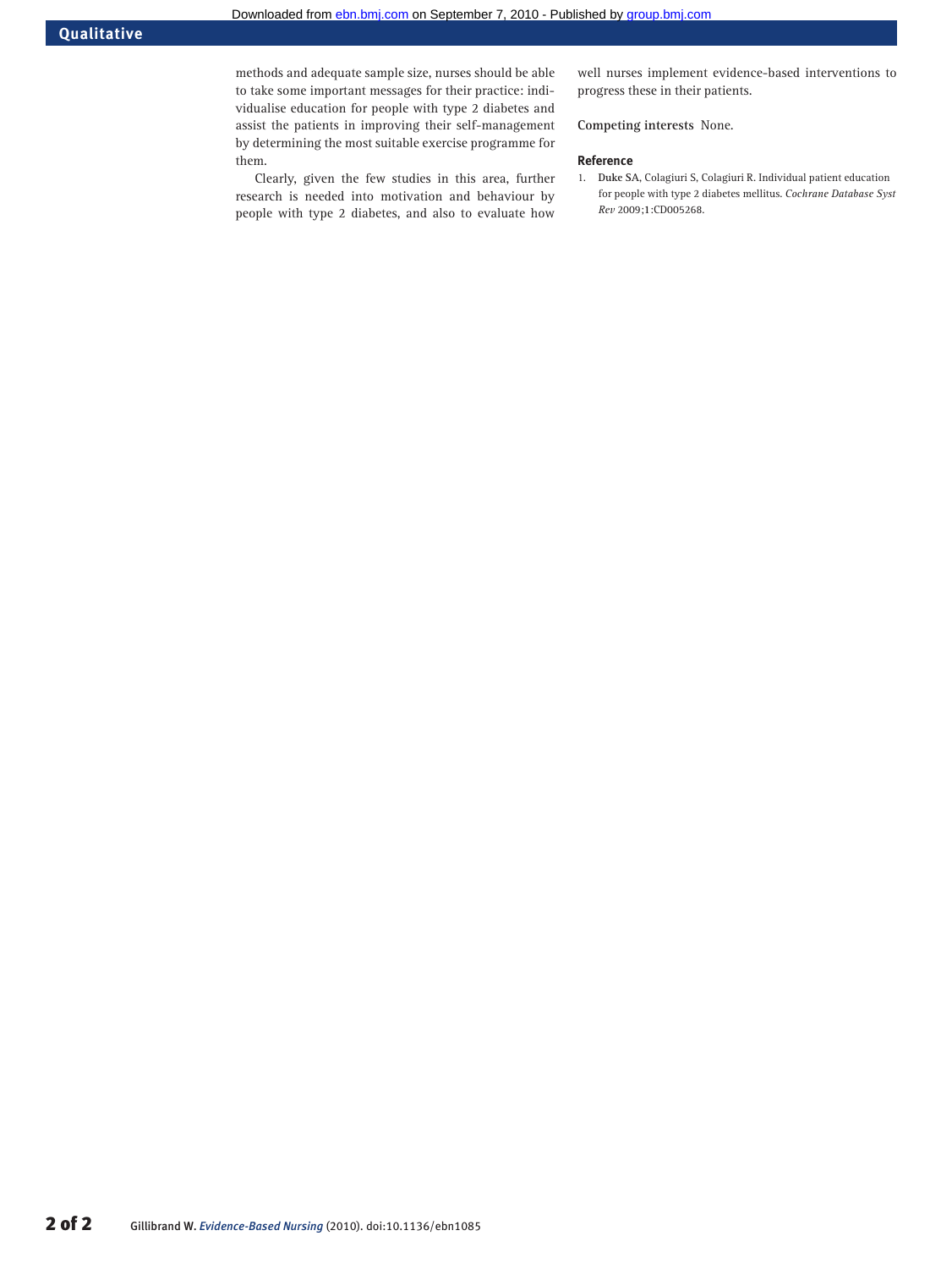methods and adequate sample size, nurses should be able to take some important messages for their practice: individualise education for people with type 2 diabetes and assist the patients in improving their self-management by determining the most suitable exercise programme for them.

Clearly, given the few studies in this area, further research is needed into motivation and behaviour by people with type 2 diabetes, and also to evaluate how well nurses implement evidence-based interventions to progress these in their patients.

**Competing interests** None.

### Reference

1. **Duke SA**, Colagiuri S, Colagiuri R. Individual patient education for people with type 2 diabetes mellitus. *Cochrane Database Syst Rev* 2009;1:CD005268.